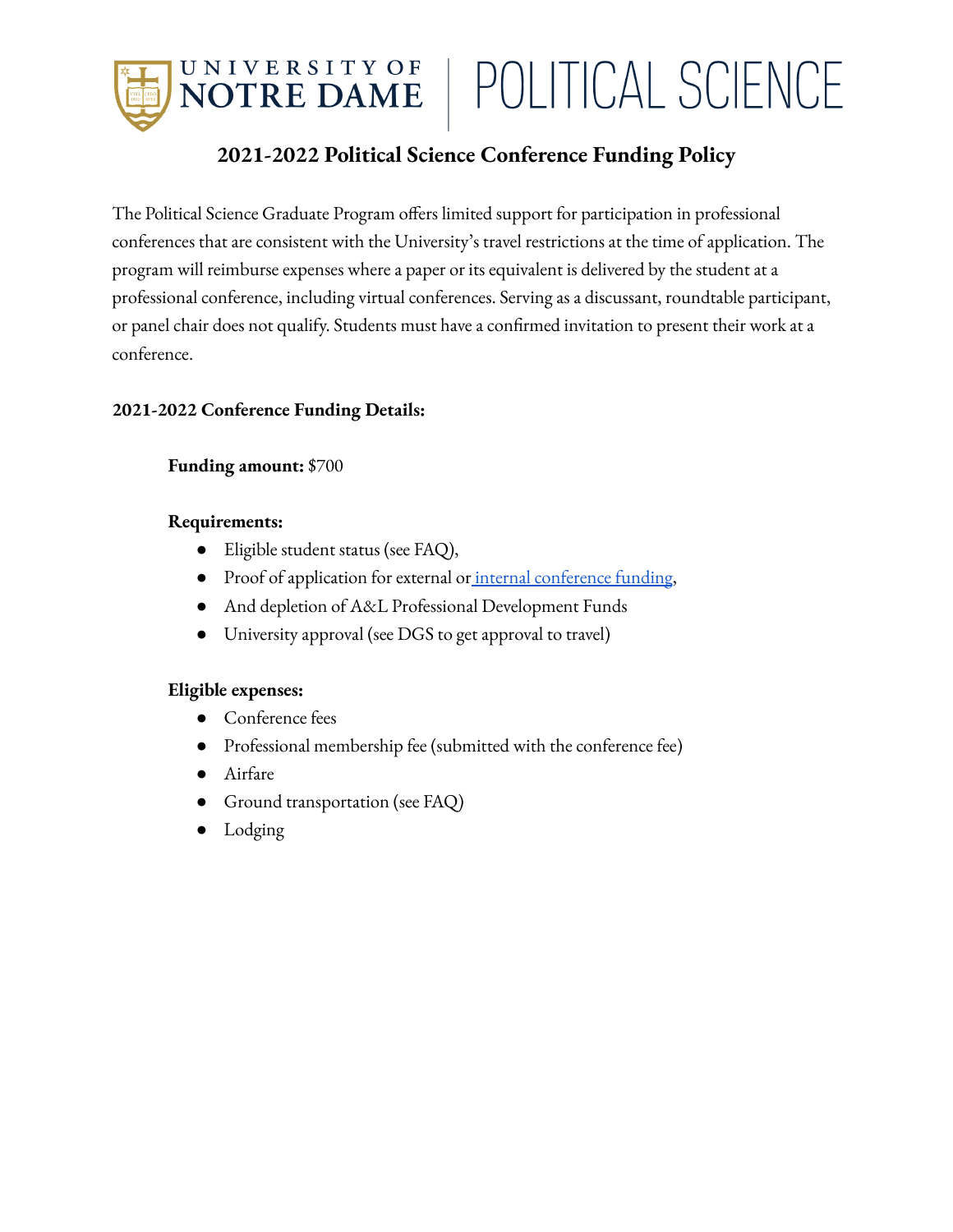# 2021-2022 Political Science Conference Funding Policy

The Political Science Graduate Program offers limited support for participation in professional conferences that are consistent with the University's travel restrictions at the time of application. The program will reimburse expenses where a paper or its equivalent is delivered by the student at a professional conference, including virtual conferences. Serving as a discussant, roundtable participant, or panel chair does not qualify. Students must have a confirmed invitation to present their work at a conference.

**2021-2022 Conference Funding Details:**

**Funding amount:** $700

**Requirements:**

- Eligible student status (see FAQ),
- Proof of application for external or internal conference funding,
- And depletion of A&L Professional Development Funds
- University approval (see DGS to get approval to travel)

**Eligible expenses:**

- Conference fees
- Professional membership fee (submitted with the conference fee)
- Airfare
- Ground transportation (see FAQ)
- Lodging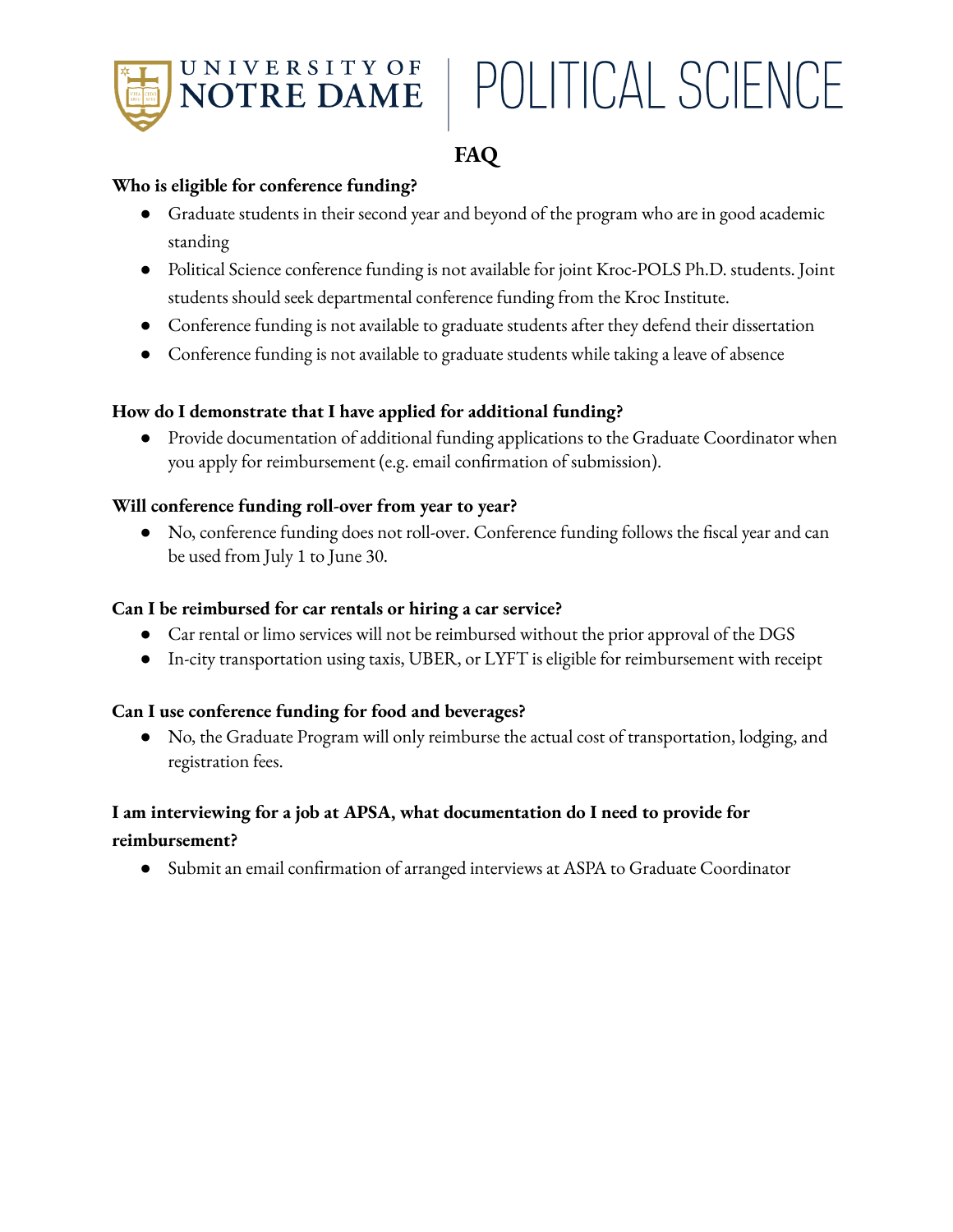# FAQ

**Who is eligible for conference funding?**

- Graduate students in their second year and beyond of the program who are in good academic standing
- Political Science conference funding is not available for joint Kroc-POLS Ph.D. students. Joint students should seek departmental conference funding from the Kroc Institute.
- Conference funding is not available to graduate students after they defend their dissertation
- Conference funding is not available to graduate students while taking a leave of absence

**How do I demonstrate that I have applied for additional funding?**

- Provide documentation of additional funding applications to the Graduate Coordinator when you apply for reimbursement (e.g. email confirmation of submission).

**Will conference funding roll-over from year to year?**

- No, conference funding does not roll-over. Conference funding follows the fiscal year and can be used from July 1 to June 30.

**Can I be reimbursed for car rentals or hiring a car service?**

- Car rental or limo services will not be reimbursed without the prior approval of the DGS
- In-city transportation using taxis, UBER, or LYFT is eligible for reimbursement with receipt

**Can I use conference funding for food and beverages?**

- No, the Graduate Program will only reimburse the actual cost of transportation, lodging, and registration fees.

**I am interviewing for a job at APSA, what documentation do I need to provide for reimbursement?**

- Submit an email confirmation of arranged interviews at ASPA to Graduate Coordinator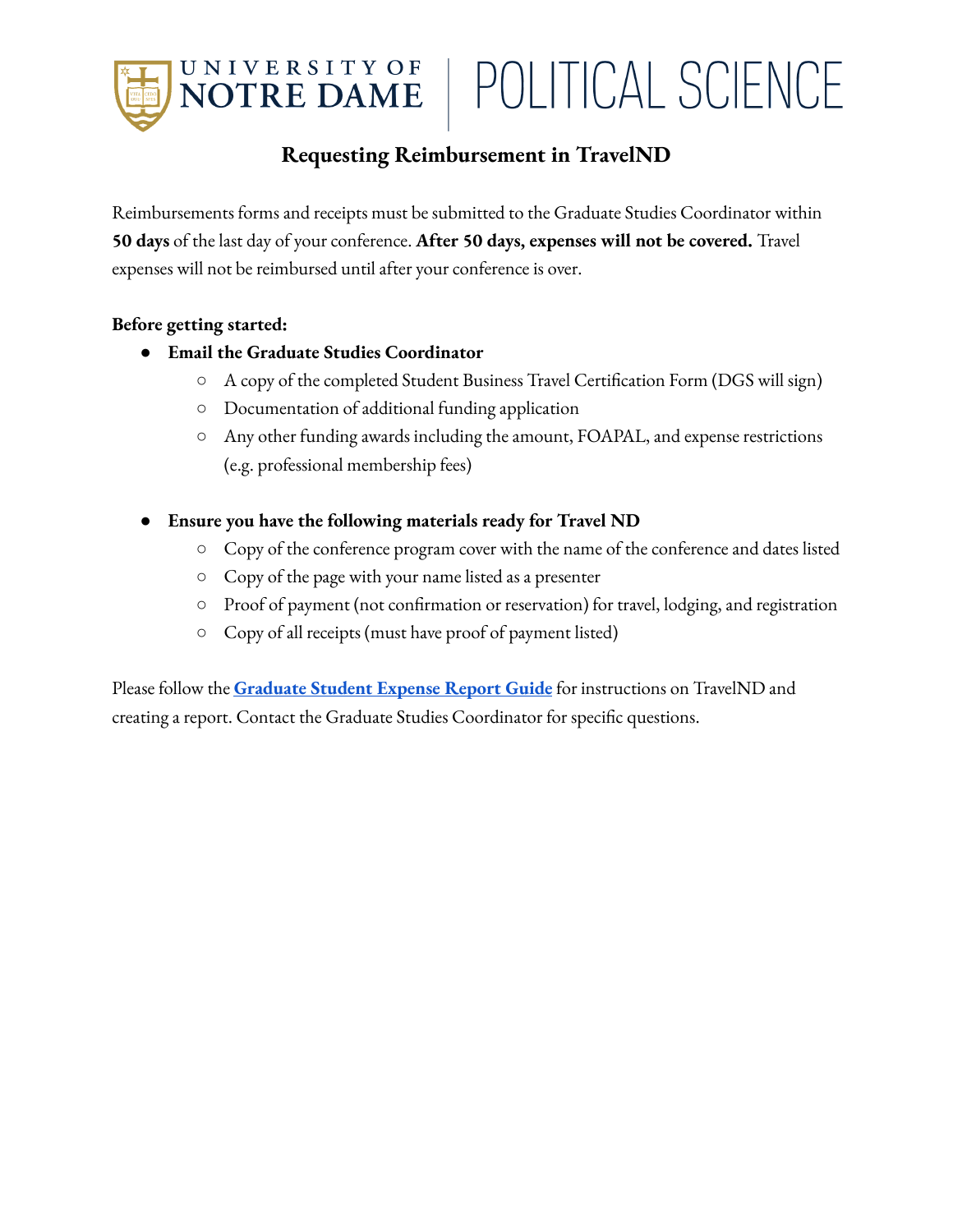UNIVERSITY OF NOTRE DAME | POLITICAL SCIENCE

## Requesting Reimbursement in TravelND

Reimbursements forms and receipts must be submitted to the Graduate Studies Coordinator within **50 days** of the last day of your conference. **After 50 days, expenses will not be covered.** Travel expenses will not be reimbursed until after your conference is over.

**Before getting started:**

- **Email the Graduate Studies Coordinator**
  - A copy of the completed Student Business Travel Certification Form (DGS will sign)
  - Documentation of additional funding application
  - Any other funding awards including the amount, FOAPAL, and expense restrictions (e.g. professional membership fees)

- **Ensure you have the following materials ready for Travel ND**
  - Copy of the conference program cover with the name of the conference and dates listed
  - Copy of the page with your name listed as a presenter
  - Proof of payment (not confirmation or reservation) for travel, lodging, and registration
  - Copy of all receipts (must have proof of payment listed)

Please follow the **Graduate Student Expense Report Guide** for instructions on TravelND and creating a report. Contact the Graduate Studies Coordinator for specific questions.